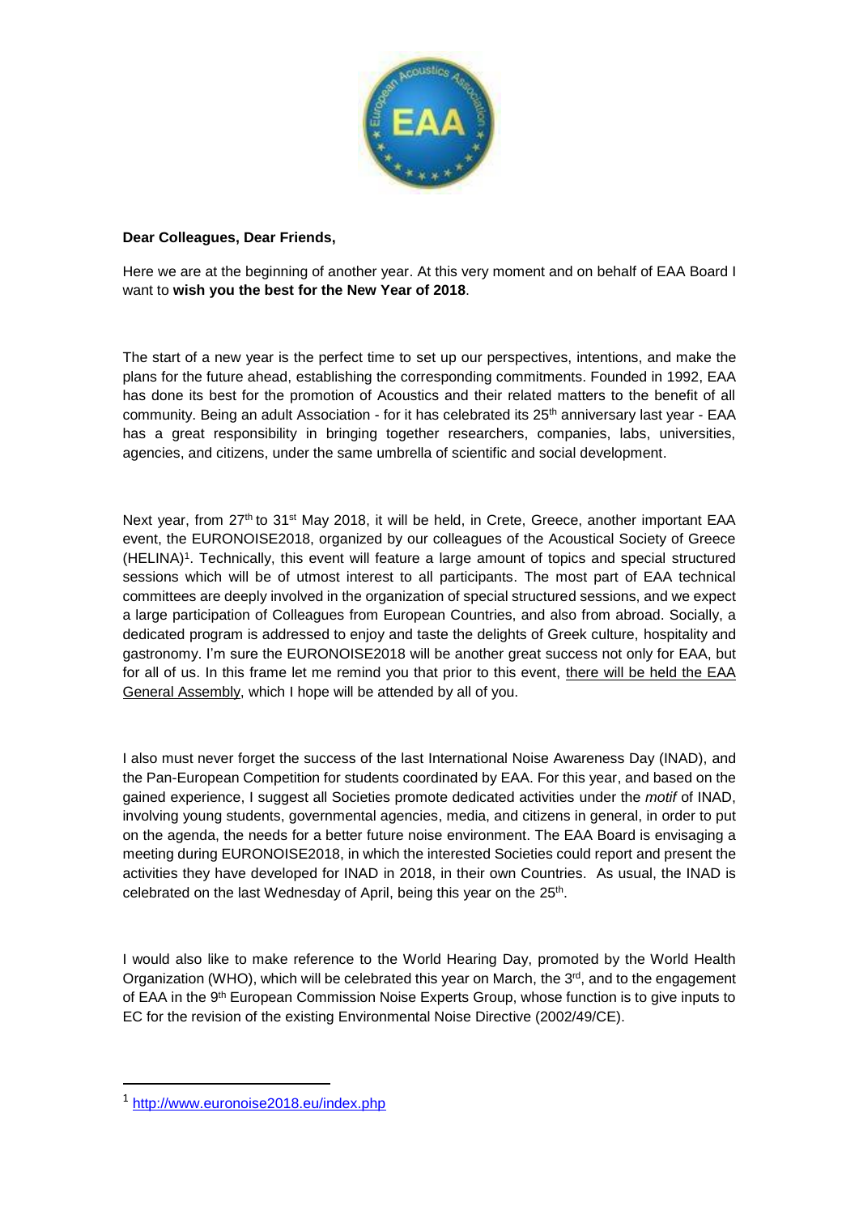**Dear Colleagues, Dear Friends,**

Here we are at the beginning of another year. At this very moment and on behalf of EAA Board I want to **wish you the best for the New Year of 2018**.

The start of a new year is the perfect time to set up our perspectives, intentions, and make the plans for the future ahead, establishing the corresponding commitments. Founded in 1992, EAA has done its best for the promotion of Acoustics and their related matters to the benefit of all community. Being an adult Association - for it has celebrated its 25th anniversary last year - EAA has a great responsibility in bringing together researchers, companies, labs, universities, agencies, and citizens, under the same umbrella of scientific and social development.

Next year, from 27th to 31st May 2018, it will be held, in Crete, Greece, another important EAA event, the EURONOISE2018, organized by our colleagues of the Acoustical Society of Greece (HELINA)[1]. Technically, this event will feature a large amount of topics and special structured sessions which will be of utmost interest to all participants. The most part of EAA technical committees are deeply involved in the organization of special structured sessions, and we expect a large participation of Colleagues from European Countries, and also from abroad. Socially, a dedicated program is addressed to enjoy and taste the delights of Greek culture, hospitality and gastronomy. I'm sure the EURONOISE2018 will be another great success not only for EAA, but for all of us. In this frame let me remind you that prior to this event, there will be held the EAA General Assembly, which I hope will be attended by all of you.

I also must never forget the success of the last International Noise Awareness Day (INAD), and the Pan-European Competition for students coordinated by EAA. For this year, and based on the gained experience, I suggest all Societies promote dedicated activities under the *motif* of INAD, involving young students, governmental agencies, media, and citizens in general, in order to put on the agenda, the needs for a better future noise environment. The EAA Board is envisaging a meeting during EURONOISE2018, in which the interested Societies could report and present the activities they have developed for INAD in 2018, in their own Countries. As usual, the INAD is celebrated on the last Wednesday of April, being this year on the 25th.

I would also like to make reference to the World Hearing Day, promoted by the World Health Organization (WHO), which will be celebrated this year on March, the 3rd, and to the engagement of EAA in the 9th European Commission Noise Experts Group, whose function is to give inputs to EC for the revision of the existing Environmental Noise Directive (2002/49/CE).

---

[1] http://www.euronoise2018.eu/index.php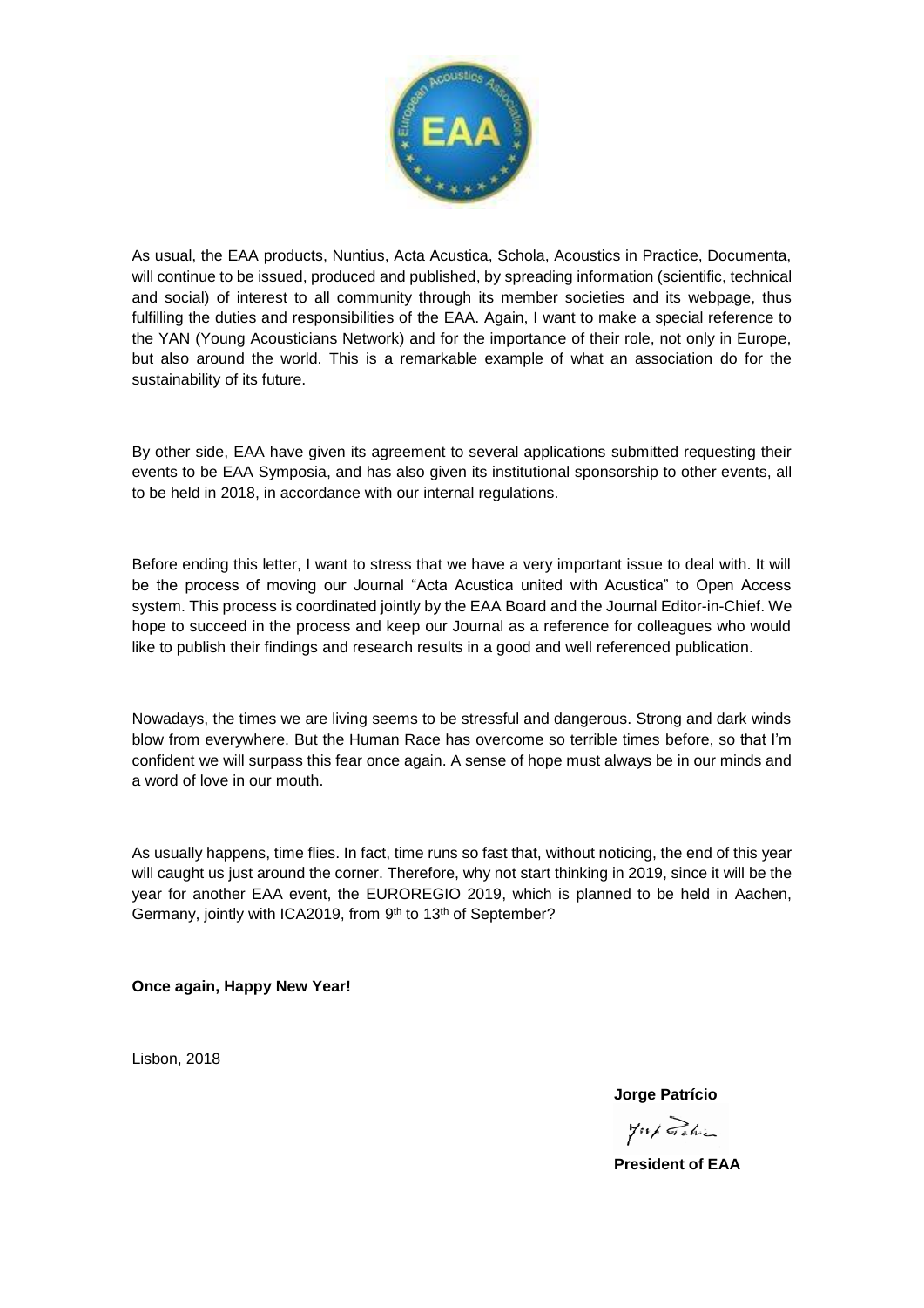As usual, the EAA products, Nuntius, Acta Acustica, Schola, Acoustics in Practice, Documenta, will continue to be issued, produced and published, by spreading information (scientific, technical and social) of interest to all community through its member societies and its webpage, thus fulfilling the duties and responsibilities of the EAA. Again, I want to make a special reference to the YAN (Young Acousticians Network) and for the importance of their role, not only in Europe, but also around the world. This is a remarkable example of what an association do for the sustainability of its future.

By other side, EAA have given its agreement to several applications submitted requesting their events to be EAA Symposia, and has also given its institutional sponsorship to other events, all to be held in 2018, in accordance with our internal regulations.

Before ending this letter, I want to stress that we have a very important issue to deal with. It will be the process of moving our Journal "Acta Acustica united with Acustica" to Open Access system. This process is coordinated jointly by the EAA Board and the Journal Editor-in-Chief. We hope to succeed in the process and keep our Journal as a reference for colleagues who would like to publish their findings and research results in a good and well referenced publication.

Nowadays, the times we are living seems to be stressful and dangerous. Strong and dark winds blow from everywhere. But the Human Race has overcome so terrible times before, so that I'm confident we will surpass this fear once again. A sense of hope must always be in our minds and a word of love in our mouth.

As usually happens, time flies. In fact, time runs so fast that, without noticing, the end of this year will caught us just around the corner. Therefore, why not start thinking in 2019, since it will be the year for another EAA event, the EUROREGIO 2019, which is planned to be held in Aachen, Germany, jointly with ICA2019, from 9th to 13th of September?

**Once again, Happy New Year!**

Lisbon, 2018

**Jorge Patrício**

**President of EAA**